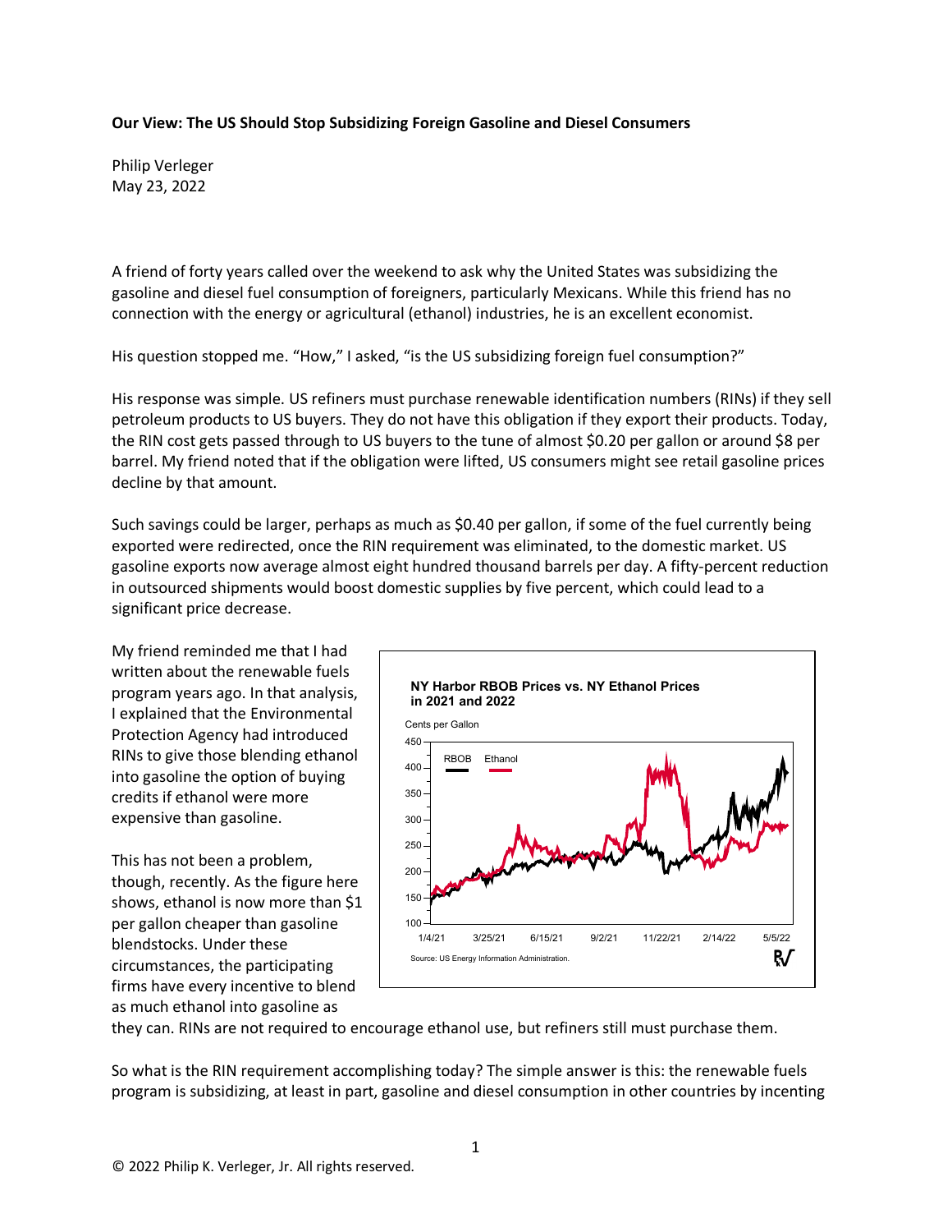**Our View: The US Should Stop Subsidizing Foreign Gasoline and Diesel Consumers**

Philip Verleger
May 23, 2022

A friend of forty years called over the weekend to ask why the United States was subsidizing the gasoline and diesel fuel consumption of foreigners, particularly Mexicans. While this friend has no connection with the energy or agricultural (ethanol) industries, he is an excellent economist.

His question stopped me. "How," I asked, "is the US subsidizing foreign fuel consumption?"

His response was simple. US refiners must purchase renewable identification numbers (RINs) if they sell petroleum products to US buyers. They do not have this obligation if they export their products. Today, the RIN cost gets passed through to US buyers to the tune of almost $0.20 per gallon or around $8 per barrel. My friend noted that if the obligation were lifted, US consumers might see retail gasoline prices decline by that amount.

Such savings could be larger, perhaps as much as $0.40 per gallon, if some of the fuel currently being exported were redirected, once the RIN requirement was eliminated, to the domestic market. US gasoline exports now average almost eight hundred thousand barrels per day. A fifty-percent reduction in outsourced shipments would boost domestic supplies by five percent, which could lead to a significant price decrease.

My friend reminded me that I had written about the renewable fuels program years ago. In that analysis, I explained that the Environmental Protection Agency had introduced RINs to give those blending ethanol into gasoline the option of buying credits if ethanol were more expensive than gasoline.

This has not been a problem, though, recently. As the figure here shows, ethanol is now more than $1 per gallon cheaper than gasoline blendstocks. Under these circumstances, the participating firms have every incentive to blend as much ethanol into gasoline as they can. RINs are not required to encourage ethanol use, but refiners still must purchase them.

**NY Harbor RBOB Prices vs. NY Ethanol Prices in 2021 and 2022**

Source: US Energy Information Administration.

So what is the RIN requirement accomplishing today? The simple answer is this: the renewable fuels program is subsidizing, at least in part, gasoline and diesel consumption in other countries by incenting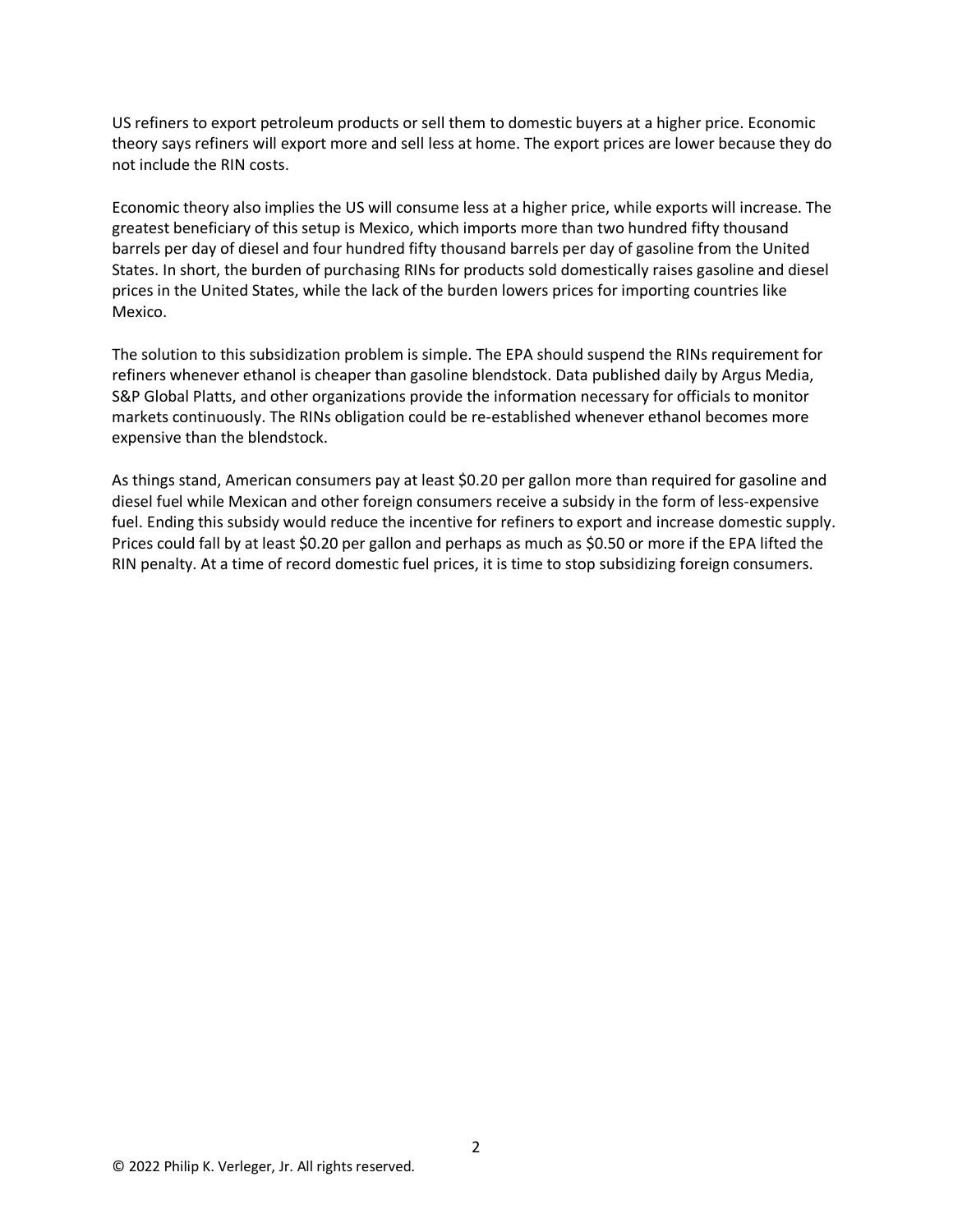US refiners to export petroleum products or sell them to domestic buyers at a higher price. Economic theory says refiners will export more and sell less at home. The export prices are lower because they do not include the RIN costs.

Economic theory also implies the US will consume less at a higher price, while exports will increase. The greatest beneficiary of this setup is Mexico, which imports more than two hundred fifty thousand barrels per day of diesel and four hundred fifty thousand barrels per day of gasoline from the United States. In short, the burden of purchasing RINs for products sold domestically raises gasoline and diesel prices in the United States, while the lack of the burden lowers prices for importing countries like Mexico.

The solution to this subsidization problem is simple. The EPA should suspend the RINs requirement for refiners whenever ethanol is cheaper than gasoline blendstock. Data published daily by Argus Media, S&P Global Platts, and other organizations provide the information necessary for officials to monitor markets continuously. The RINs obligation could be re-established whenever ethanol becomes more expensive than the blendstock.

As things stand, American consumers pay at least $0.20 per gallon more than required for gasoline and diesel fuel while Mexican and other foreign consumers receive a subsidy in the form of less-expensive fuel. Ending this subsidy would reduce the incentive for refiners to export and increase domestic supply. Prices could fall by at least $0.20 per gallon and perhaps as much as $0.50 or more if the EPA lifted the RIN penalty. At a time of record domestic fuel prices, it is time to stop subsidizing foreign consumers.

© 2022 Philip K. Verleger, Jr. All rights reserved.